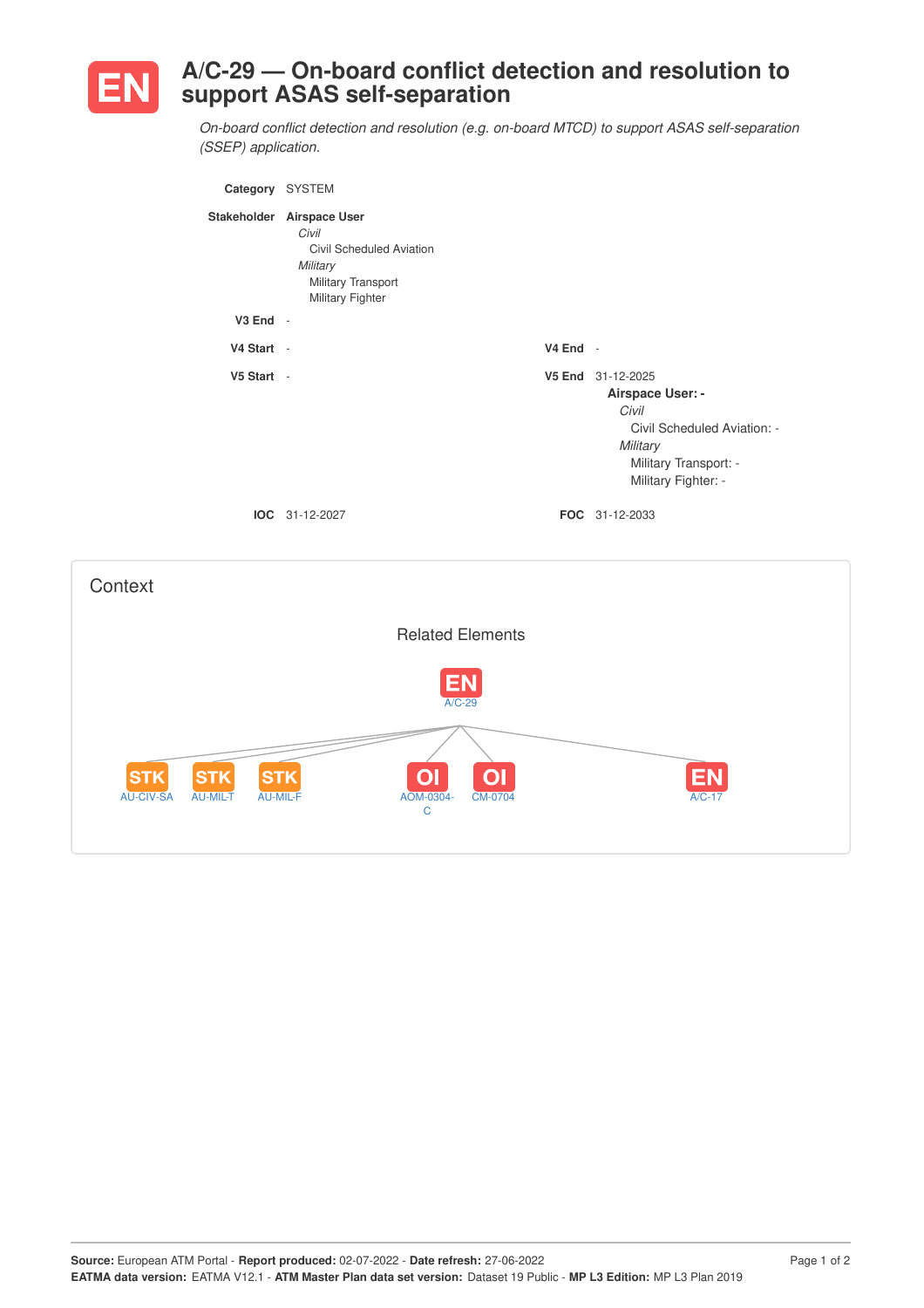# EN A/C-29 — On-board conflict detection and resolution to support ASAS self-separation

*On-board conflict detection and resolution (e.g. on-board MTCD) to support ASAS self-separation (SSEP) application.*

**Category** SYSTEM

**Stakeholder** **Airspace User**
- *Civil*
  - Civil Scheduled Aviation
- *Military*
  - Military Transport
  - Military Fighter

**V3 End** -

**V4 Start** -

**V4 End** -

**V5 Start** -

**V5 End** 31-12-2025

**Airspace User: -**
- *Civil*
  - Civil Scheduled Aviation: -
- *Military*
  - Military Transport: -
  - Military Fighter: -

**IOC** 31-12-2027

**FOC** 31-12-2033

## Context

### Related Elements

EN A/C-29

STK AU-CIV-SA, STK AU-MIL-T, STK AU-MIL-F, OI AOM-0304-C, OI CM-0704, EN A/C-17

Source: European ATM Portal - Report produced: 02-07-2022 - Date refresh: 27-06-2022
EATMA data version: EATMA V12.1 - ATM Master Plan data set version: Dataset 19 Public - MP L3 Edition: MP L3 Plan 2019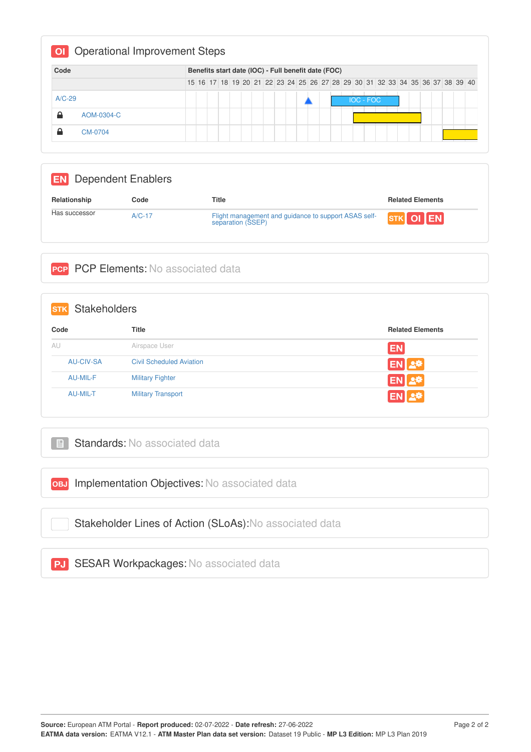## OI Operational Improvement Steps

| Code | Benefits start date (IOC) - Full benefit date (FOC) |
|---|---|
| | 15 16 17 18 19 20 21 22 23 24 25 26 27 28 29 30 31 32 33 34 35 36 37 38 39 40 |
| A/C-29 | IOC - FOC |
| AOM-0304-C | |
| CM-0704 | |

## EN Dependent Enablers

| Relationship | Code | Title | Related Elements |
|---|---|---|---|
| Has successor | A/C-17 | Flight management and guidance to support ASAS self-separation (SSEP) | STK OI EN |

## PCP PCP Elements: No associated data

## STK Stakeholders

| Code | Title | Related Elements |
|---|---|---|
| AU | Airspace User | EN |
| AU-CIV-SA | Civil Scheduled Aviation | EN |
| AU-MIL-F | Military Fighter | EN |
| AU-MIL-T | Military Transport | EN |

## Standards: No associated data

## OBJ Implementation Objectives: No associated data

## Stakeholder Lines of Action (SLoAs): No associated data

## PJ SESAR Workpackages: No associated data

**Source:** European ATM Portal - **Report produced:** 02-07-2022 - **Date refresh:** 27-06-2022
**EATMA data version:** EATMA V12.1 - **ATM Master Plan data set version:** Dataset 19 Public - **MP L3 Edition:** MP L3 Plan 2019